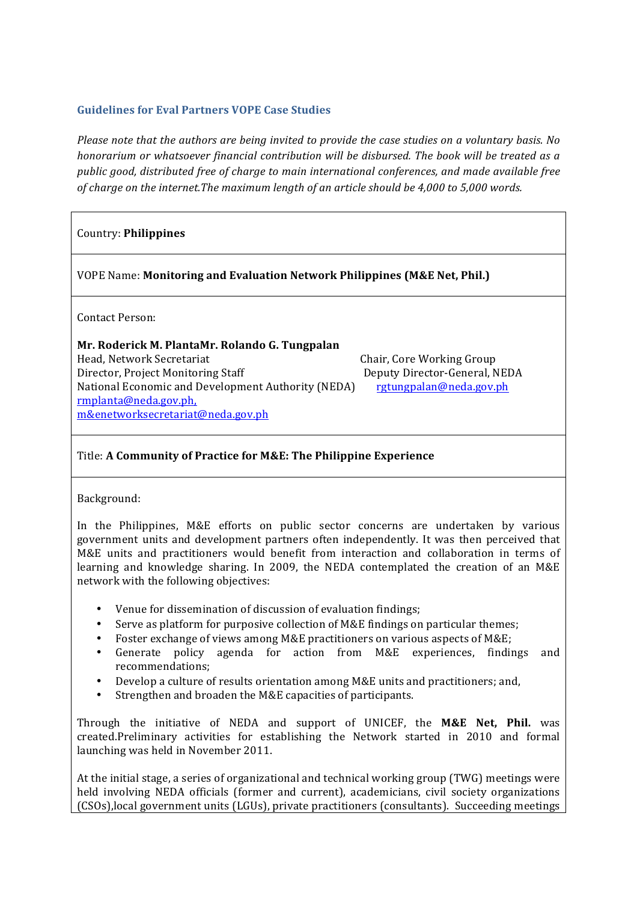## Guidelines for Eval Partners VOPE Case Studies

*Please note that the authors are being invited to provide the case studies on a voluntary basis. No honorarium or whatsoever financial contribution will be disbursed. The book will be treated as a public good, distributed free of charge to main international conferences, and made available free of charge on the internet.The maximum length of an article should be 4,000 to 5,000 words.*

Country: **Philippines**

VOPE Name: **Monitoring and Evaluation Network Philippines (M&E Net, Phil.)**

Contact Person:

**Mr. Roderick M. Planta**
Head, Network Secretariat
Director, Project Monitoring Staff
National Economic and Development Authority (NEDA)
rmplanta@neda.gov.ph,
m&enetworksecretariat@neda.gov.ph

**Mr. Rolando G. Tungpalan**
Chair, Core Working Group
Deputy Director-General, NEDA
rgtungpalan@neda.gov.ph

Title: **A Community of Practice for M&E: The Philippine Experience**

Background:

In the Philippines, M&E efforts on public sector concerns are undertaken by various government units and development partners often independently. It was then perceived that M&E units and practitioners would benefit from interaction and collaboration in terms of learning and knowledge sharing. In 2009, the NEDA contemplated the creation of an M&E network with the following objectives:

- Venue for dissemination of discussion of evaluation findings;
- Serve as platform for purposive collection of M&E findings on particular themes;
- Foster exchange of views among M&E practitioners on various aspects of M&E;
- Generate policy agenda for action from M&E experiences, findings and recommendations;
- Develop a culture of results orientation among M&E units and practitioners; and,
- Strengthen and broaden the M&E capacities of participants.

Through the initiative of NEDA and support of UNICEF, the **M&E Net, Phil.** was created.Preliminary activities for establishing the Network started in 2010 and formal launching was held in November 2011.

At the initial stage, a series of organizational and technical working group (TWG) meetings were held involving NEDA officials (former and current), academicians, civil society organizations (CSOs),local government units (LGUs), private practitioners (consultants). Succeeding meetings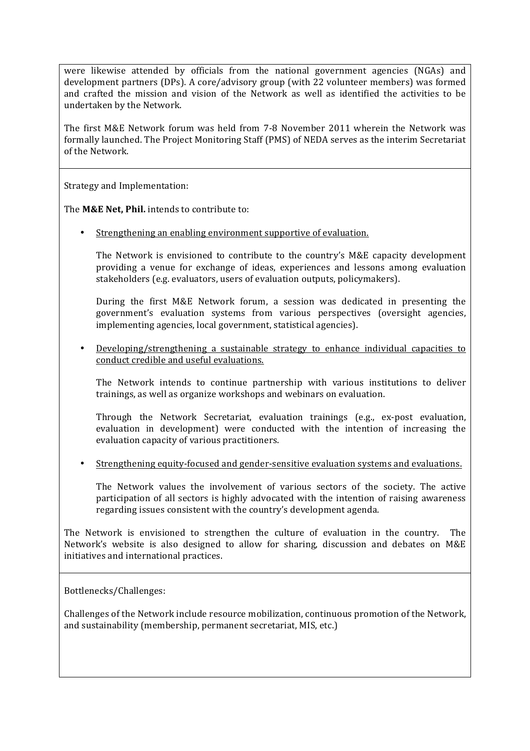were likewise attended by officials from the national government agencies (NGAs) and development partners (DPs). A core/advisory group (with 22 volunteer members) was formed and crafted the mission and vision of the Network as well as identified the activities to be undertaken by the Network.

The first M&E Network forum was held from 7-8 November 2011 wherein the Network was formally launched. The Project Monitoring Staff (PMS) of NEDA serves as the interim Secretariat of the Network.

Strategy and Implementation:

The **M&E Net, Phil.** intends to contribute to:

- Strengthening an enabling environment supportive of evaluation.

  The Network is envisioned to contribute to the country's M&E capacity development providing a venue for exchange of ideas, experiences and lessons among evaluation stakeholders (e.g. evaluators, users of evaluation outputs, policymakers).

  During the first M&E Network forum, a session was dedicated in presenting the government's evaluation systems from various perspectives (oversight agencies, implementing agencies, local government, statistical agencies).

- Developing/strengthening a sustainable strategy to enhance individual capacities to conduct credible and useful evaluations.

  The Network intends to continue partnership with various institutions to deliver trainings, as well as organize workshops and webinars on evaluation.

  Through the Network Secretariat, evaluation trainings (e.g., ex-post evaluation, evaluation in development) were conducted with the intention of increasing the evaluation capacity of various practitioners.

- Strengthening equity-focused and gender-sensitive evaluation systems and evaluations.

  The Network values the involvement of various sectors of the society. The active participation of all sectors is highly advocated with the intention of raising awareness regarding issues consistent with the country's development agenda.

The Network is envisioned to strengthen the culture of evaluation in the country. The Network's website is also designed to allow for sharing, discussion and debates on M&E initiatives and international practices.

Bottlenecks/Challenges:

Challenges of the Network include resource mobilization, continuous promotion of the Network, and sustainability (membership, permanent secretariat, MIS, etc.)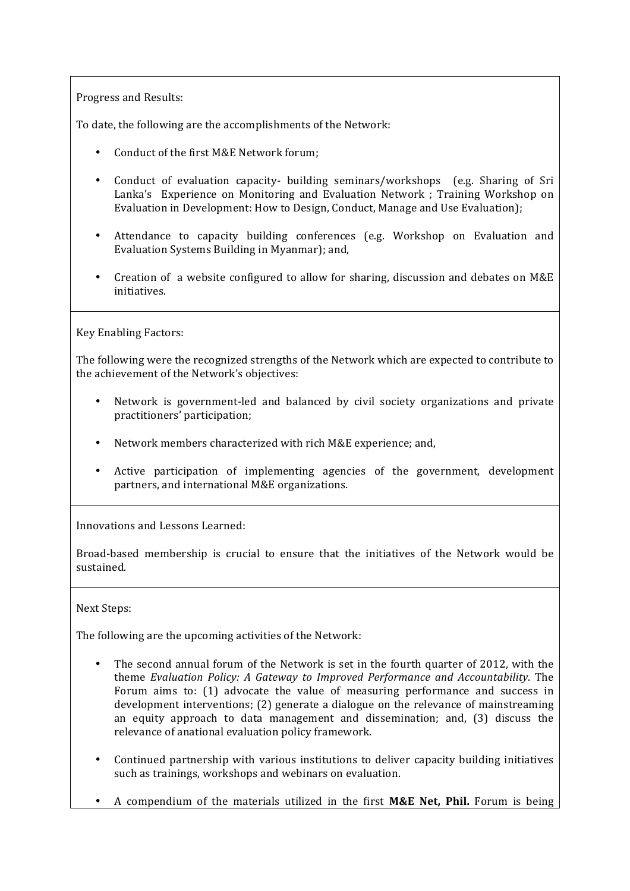Progress and Results:

To date, the following are the accomplishments of the Network:

- Conduct of the first M&E Network forum;
- Conduct of evaluation capacity- building seminars/workshops (e.g. Sharing of Sri Lanka's Experience on Monitoring and Evaluation Network ; Training Workshop on Evaluation in Development: How to Design, Conduct, Manage and Use Evaluation);
- Attendance to capacity building conferences (e.g. Workshop on Evaluation and Evaluation Systems Building in Myanmar); and,
- Creation of a website configured to allow for sharing, discussion and debates on M&E initiatives.

Key Enabling Factors:

The following were the recognized strengths of the Network which are expected to contribute to the achievement of the Network's objectives:

- Network is government-led and balanced by civil society organizations and private practitioners' participation;
- Network members characterized with rich M&E experience; and,
- Active participation of implementing agencies of the government, development partners, and international M&E organizations.

Innovations and Lessons Learned:

Broad-based membership is crucial to ensure that the initiatives of the Network would be sustained.

Next Steps:

The following are the upcoming activities of the Network:

- The second annual forum of the Network is set in the fourth quarter of 2012, with the theme *Evaluation Policy: A Gateway to Improved Performance and Accountability*. The Forum aims to: (1) advocate the value of measuring performance and success in development interventions; (2) generate a dialogue on the relevance of mainstreaming an equity approach to data management and dissemination; and, (3) discuss the relevance of anational evaluation policy framework.
- Continued partnership with various institutions to deliver capacity building initiatives such as trainings, workshops and webinars on evaluation.
- A compendium of the materials utilized in the first **M&E Net, Phil.** Forum is being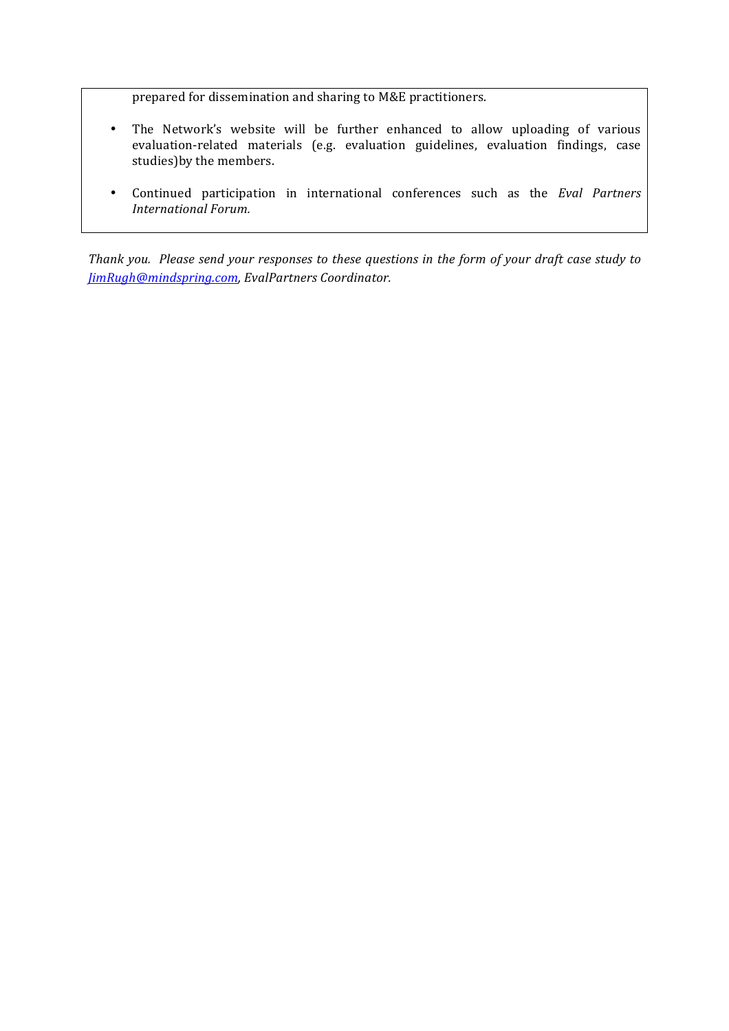prepared for dissemination and sharing to M&E practitioners.

- The Network's website will be further enhanced to allow uploading of various evaluation-related materials (e.g. evaluation guidelines, evaluation findings, case studies)by the members.
- Continued participation in international conferences such as the *Eval Partners International Forum.*

*Thank you. Please send your responses to these questions in the form of your draft case study to [JimRugh@mindspring.com](mailto:JimRugh@mindspring.com), EvalPartners Coordinator.*